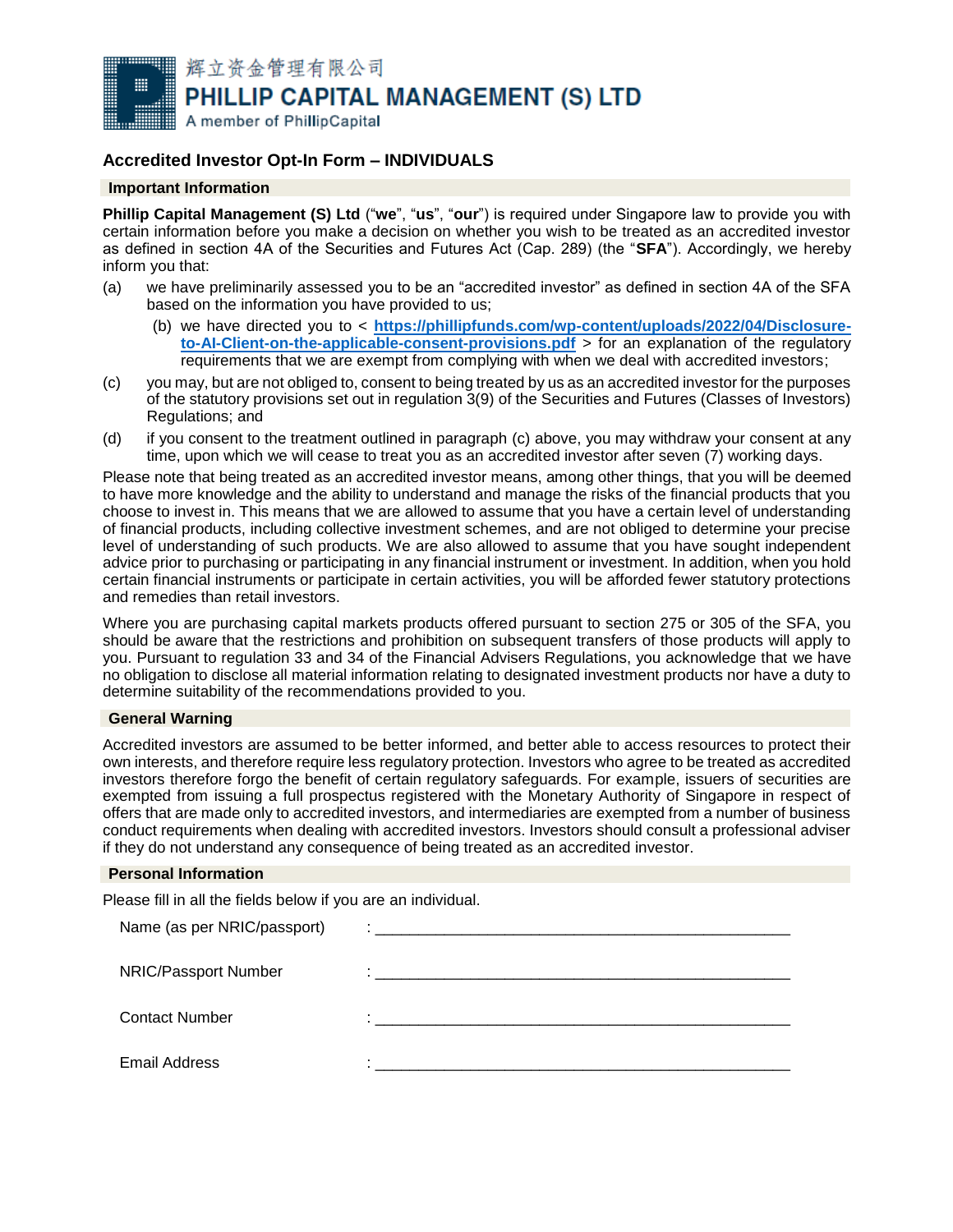辉立资金管理有限公司
**PHILLIP CAPITAL MANAGEMENT (S) LTD**
A member of PhillipCapital

## Accredited Investor Opt-In Form – INDIVIDUALS

### Important Information

**Phillip Capital Management (S) Ltd** ("**we**", "**us**", "**our**") is required under Singapore law to provide you with certain information before you make a decision on whether you wish to be treated as an accredited investor as defined in section 4A of the Securities and Futures Act (Cap. 289) (the "**SFA**"). Accordingly, we hereby inform you that:

(a) we have preliminarily assessed you to be an "accredited investor" as defined in section 4A of the SFA based on the information you have provided to us;

(b) we have directed you to < **https://phillipfunds.com/wp-content/uploads/2022/04/Disclosure-to-AI-Client-on-the-applicable-consent-provisions.pdf** > for an explanation of the regulatory requirements that we are exempt from complying with when we deal with accredited investors;

(c) you may, but are not obliged to, consent to being treated by us as an accredited investor for the purposes of the statutory provisions set out in regulation 3(9) of the Securities and Futures (Classes of Investors) Regulations; and

(d) if you consent to the treatment outlined in paragraph (c) above, you may withdraw your consent at any time, upon which we will cease to treat you as an accredited investor after seven (7) working days.

Please note that being treated as an accredited investor means, among other things, that you will be deemed to have more knowledge and the ability to understand and manage the risks of the financial products that you choose to invest in. This means that we are allowed to assume that you have a certain level of understanding of financial products, including collective investment schemes, and are not obliged to determine your precise level of understanding of such products. We are also allowed to assume that you have sought independent advice prior to purchasing or participating in any financial instrument or investment. In addition, when you hold certain financial instruments or participate in certain activities, you will be afforded fewer statutory protections and remedies than retail investors.

Where you are purchasing capital markets products offered pursuant to section 275 or 305 of the SFA, you should be aware that the restrictions and prohibition on subsequent transfers of those products will apply to you. Pursuant to regulation 33 and 34 of the Financial Advisers Regulations, you acknowledge that we have no obligation to disclose all material information relating to designated investment products nor have a duty to determine suitability of the recommendations provided to you.

### General Warning

Accredited investors are assumed to be better informed, and better able to access resources to protect their own interests, and therefore require less regulatory protection. Investors who agree to be treated as accredited investors therefore forgo the benefit of certain regulatory safeguards. For example, issuers of securities are exempted from issuing a full prospectus registered with the Monetary Authority of Singapore in respect of offers that are made only to accredited investors, and intermediaries are exempted from a number of business conduct requirements when dealing with accredited investors. Investors should consult a professional adviser if they do not understand any consequence of being treated as an accredited investor.

### Personal Information

Please fill in all the fields below if you are an individual.

Name (as per NRIC/passport) : ________________________________________________

NRIC/Passport Number : ________________________________________________

Contact Number : ________________________________________________

Email Address : ________________________________________________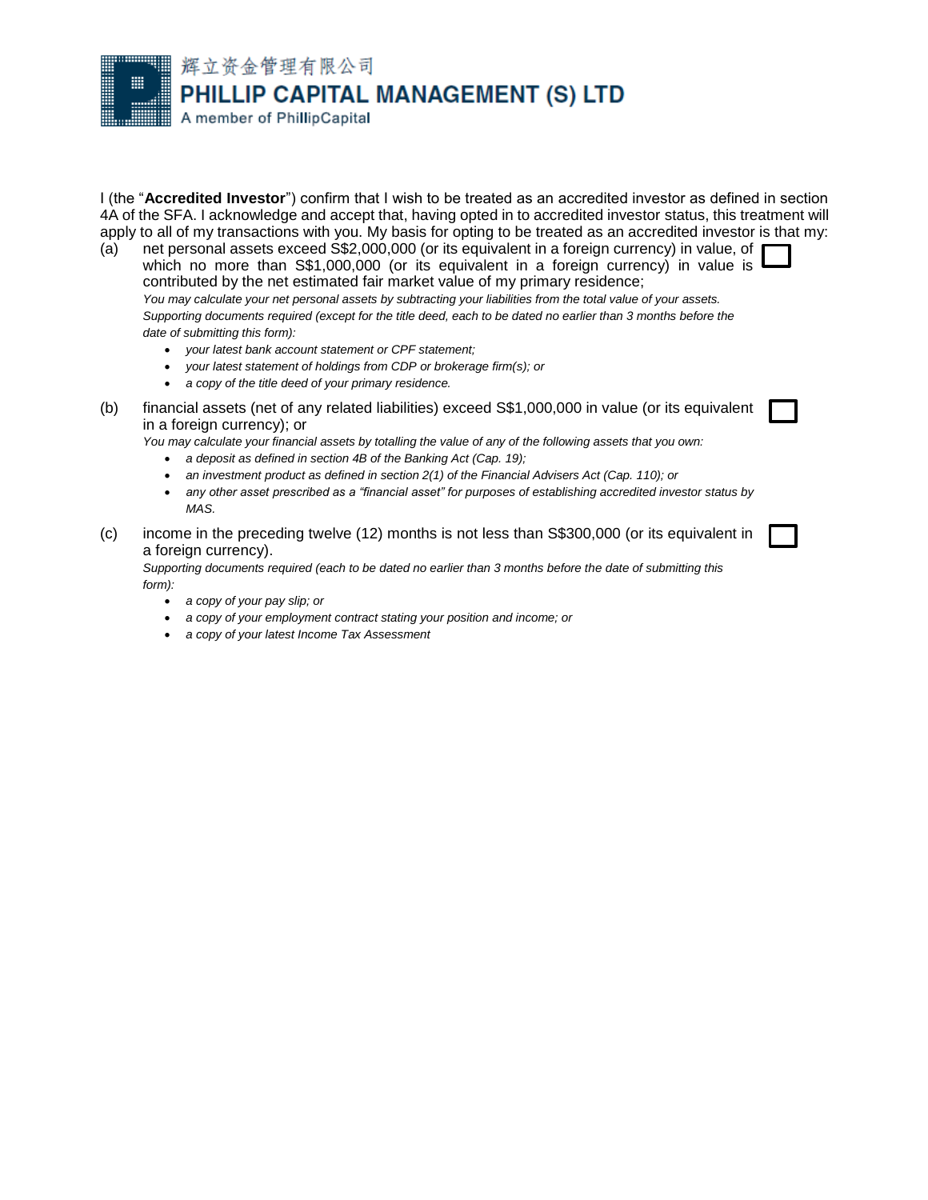I (the "**Accredited Investor**") confirm that I wish to be treated as an accredited investor as defined in section 4A of the SFA. I acknowledge and accept that, having opted in to accredited investor status, this treatment will apply to all of my transactions with you. My basis for opting to be treated as an accredited investor is that my:

(a) net personal assets exceed S$2,000,000 (or its equivalent in a foreign currency) in value, of which no more than S$1,000,000 (or its equivalent in a foreign currency) in value is contributed by the net estimated fair market value of my primary residence; ☐

*You may calculate your net personal assets by subtracting your liabilities from the total value of your assets. Supporting documents required (except for the title deed, each to be dated no earlier than 3 months before the date of submitting this form):*

- *your latest bank account statement or CPF statement;*
- *your latest statement of holdings from CDP or brokerage firm(s); or*
- *a copy of the title deed of your primary residence.*

(b) financial assets (net of any related liabilities) exceed S$1,000,000 in value (or its equivalent in a foreign currency); or ☐

*You may calculate your financial assets by totalling the value of any of the following assets that you own:*

- *a deposit as defined in section 4B of the Banking Act (Cap. 19);*
- *an investment product as defined in section 2(1) of the Financial Advisers Act (Cap. 110); or*
- *any other asset prescribed as a "financial asset" for purposes of establishing accredited investor status by MAS.*

(c) income in the preceding twelve (12) months is not less than S$300,000 (or its equivalent in a foreign currency). ☐

*Supporting documents required (each to be dated no earlier than 3 months before the date of submitting this form):*

- *a copy of your pay slip; or*
- *a copy of your employment contract stating your position and income; or*
- *a copy of your latest Income Tax Assessment*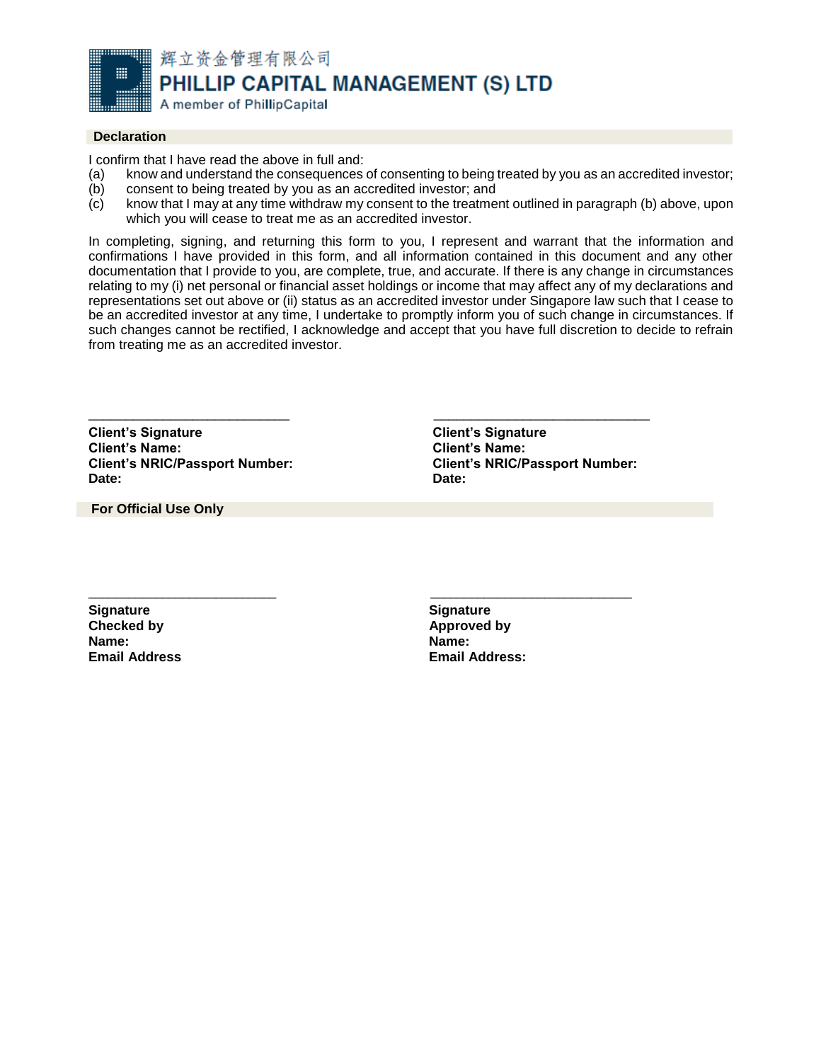辉立资金管理有限公司
**PHILLIP CAPITAL MANAGEMENT (S) LTD**
A member of PhillipCapital

## Declaration

I confirm that I have read the above in full and:

(a) know and understand the consequences of consenting to being treated by you as an accredited investor;
(b) consent to being treated by you as an accredited investor; and
(c) know that I may at any time withdraw my consent to the treatment outlined in paragraph (b) above, upon which you will cease to treat me as an accredited investor.

In completing, signing, and returning this form to you, I represent and warrant that the information and confirmations I have provided in this form, and all information contained in this document and any other documentation that I provide to you, are complete, true, and accurate. If there is any change in circumstances relating to my (i) net personal or financial asset holdings or income that may affect any of my declarations and representations set out above or (ii) status as an accredited investor under Singapore law such that I cease to be an accredited investor at any time, I undertake to promptly inform you of such change in circumstances. If such changes cannot be rectified, I acknowledge and accept that you have full discretion to decide to refrain from treating me as an accredited investor.

\_\_\_\_\_\_\_\_\_\_\_\_\_\_\_\_\_\_\_\_\_\_\_\_\_\_\_\_
**Client's Signature**
**Client's Name:**
**Client's NRIC/Passport Number:**
**Date:**

\_\_\_\_\_\_\_\_\_\_\_\_\_\_\_\_\_\_\_\_\_\_\_\_\_\_\_\_
**Client's Signature**
**Client's Name:**
**Client's NRIC/Passport Number:**
**Date:**

## For Official Use Only

\_\_\_\_\_\_\_\_\_\_\_\_\_\_\_\_\_\_\_\_\_\_\_\_\_\_\_\_
**Signature**
**Checked by**
**Name:**
**Email Address**

\_\_\_\_\_\_\_\_\_\_\_\_\_\_\_\_\_\_\_\_\_\_\_\_\_\_\_\_
**Signature**
**Approved by**
**Name:**
**Email Address:**